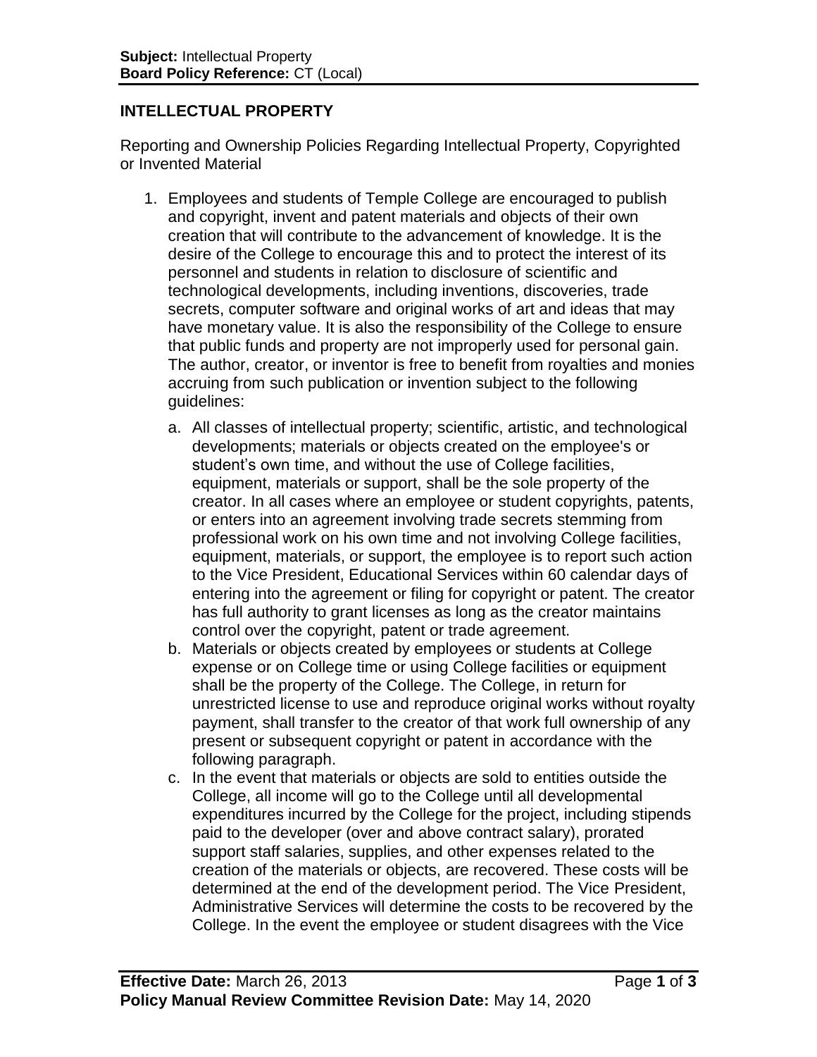**Subject:** Intellectual Property
**Board Policy Reference:** CT (Local)

## INTELLECTUAL PROPERTY

Reporting and Ownership Policies Regarding Intellectual Property, Copyrighted or Invented Material

1. Employees and students of Temple College are encouraged to publish and copyright, invent and patent materials and objects of their own creation that will contribute to the advancement of knowledge. It is the desire of the College to encourage this and to protect the interest of its personnel and students in relation to disclosure of scientific and technological developments, including inventions, discoveries, trade secrets, computer software and original works of art and ideas that may have monetary value. It is also the responsibility of the College to ensure that public funds and property are not improperly used for personal gain. The author, creator, or inventor is free to benefit from royalties and monies accruing from such publication or invention subject to the following guidelines:
   a. All classes of intellectual property; scientific, artistic, and technological developments; materials or objects created on the employee's or student's own time, and without the use of College facilities, equipment, materials or support, shall be the sole property of the creator. In all cases where an employee or student copyrights, patents, or enters into an agreement involving trade secrets stemming from professional work on his own time and not involving College facilities, equipment, materials, or support, the employee is to report such action to the Vice President, Educational Services within 60 calendar days of entering into the agreement or filing for copyright or patent. The creator has full authority to grant licenses as long as the creator maintains control over the copyright, patent or trade agreement.
   b. Materials or objects created by employees or students at College expense or on College time or using College facilities or equipment shall be the property of the College. The College, in return for unrestricted license to use and reproduce original works without royalty payment, shall transfer to the creator of that work full ownership of any present or subsequent copyright or patent in accordance with the following paragraph.
   c. In the event that materials or objects are sold to entities outside the College, all income will go to the College until all developmental expenditures incurred by the College for the project, including stipends paid to the developer (over and above contract salary), prorated support staff salaries, supplies, and other expenses related to the creation of the materials or objects, are recovered. These costs will be determined at the end of the development period. The Vice President, Administrative Services will determine the costs to be recovered by the College. In the event the employee or student disagrees with the Vice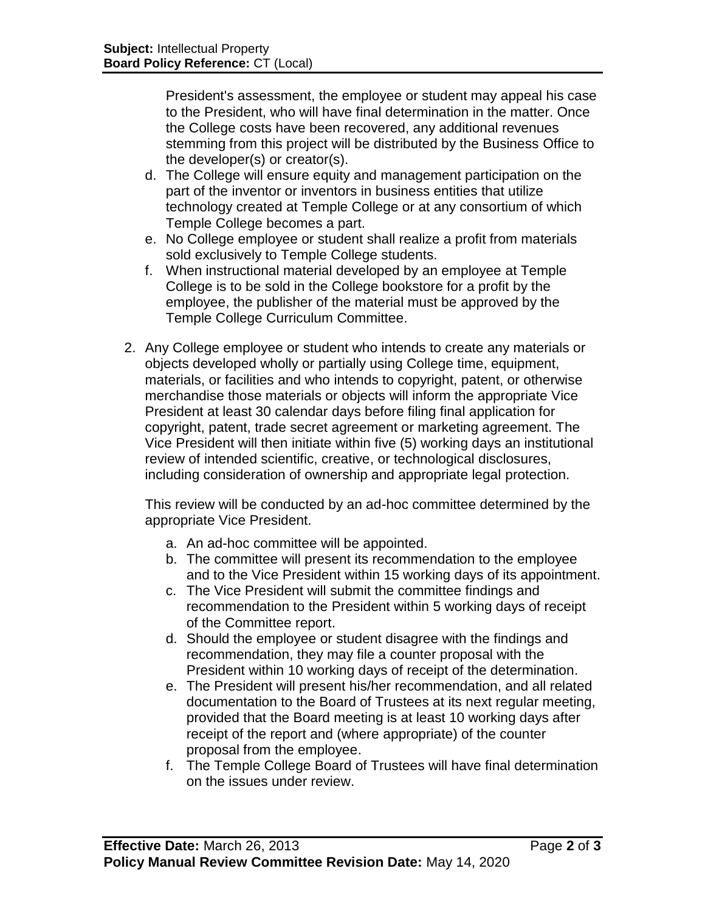President's assessment, the employee or student may appeal his case to the President, who will have final determination in the matter. Once the College costs have been recovered, any additional revenues stemming from this project will be distributed by the Business Office to the developer(s) or creator(s).

d. The College will ensure equity and management participation on the part of the inventor or inventors in business entities that utilize technology created at Temple College or at any consortium of which Temple College becomes a part.
e. No College employee or student shall realize a profit from materials sold exclusively to Temple College students.
f. When instructional material developed by an employee at Temple College is to be sold in the College bookstore for a profit by the employee, the publisher of the material must be approved by the Temple College Curriculum Committee.

2. Any College employee or student who intends to create any materials or objects developed wholly or partially using College time, equipment, materials, or facilities and who intends to copyright, patent, or otherwise merchandise those materials or objects will inform the appropriate Vice President at least 30 calendar days before filing final application for copyright, patent, trade secret agreement or marketing agreement. The Vice President will then initiate within five (5) working days an institutional review of intended scientific, creative, or technological disclosures, including consideration of ownership and appropriate legal protection.

   This review will be conducted by an ad-hoc committee determined by the appropriate Vice President.

   a. An ad-hoc committee will be appointed.
   b. The committee will present its recommendation to the employee and to the Vice President within 15 working days of its appointment.
   c. The Vice President will submit the committee findings and recommendation to the President within 5 working days of receipt of the Committee report.
   d. Should the employee or student disagree with the findings and recommendation, they may file a counter proposal with the President within 10 working days of receipt of the determination.
   e. The President will present his/her recommendation, and all related documentation to the Board of Trustees at its next regular meeting, provided that the Board meeting is at least 10 working days after receipt of the report and (where appropriate) of the counter proposal from the employee.
   f. The Temple College Board of Trustees will have final determination on the issues under review.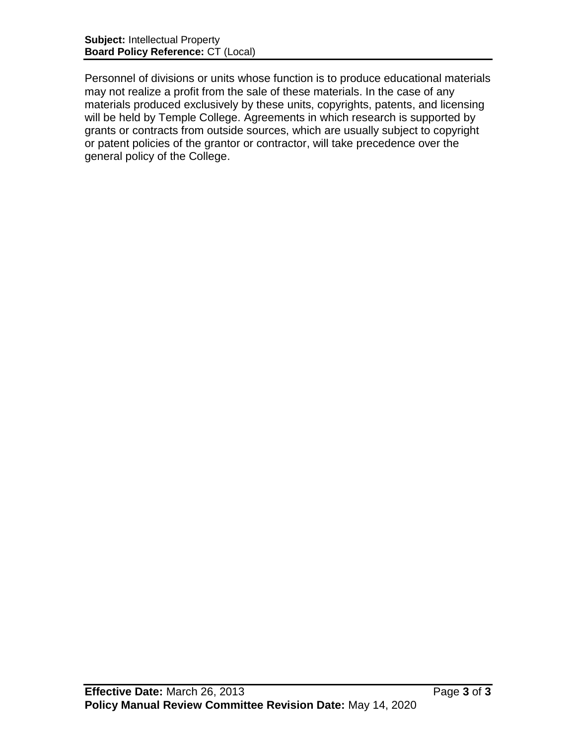Personnel of divisions or units whose function is to produce educational materials may not realize a profit from the sale of these materials. In the case of any materials produced exclusively by these units, copyrights, patents, and licensing will be held by Temple College. Agreements in which research is supported by grants or contracts from outside sources, which are usually subject to copyright or patent policies of the grantor or contractor, will take precedence over the general policy of the College.